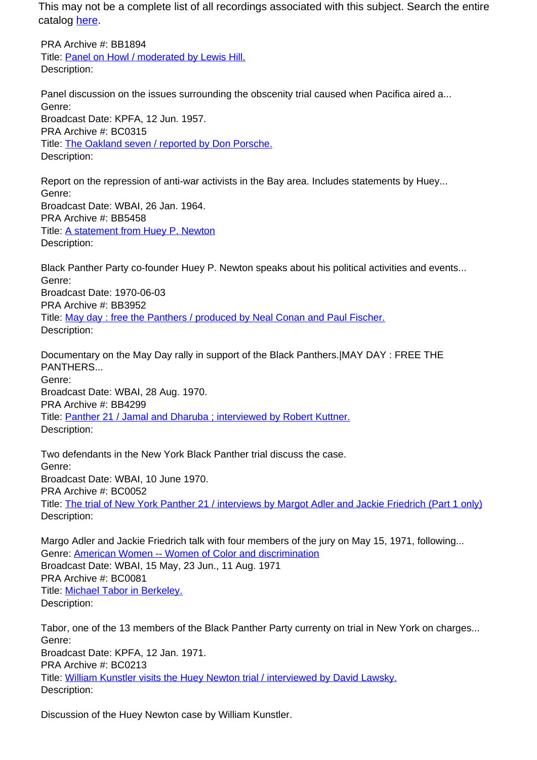This may not be a complete list of all recordings associated with this subject. Search the entire catalog [here](here).

PRA Archive #: BB1894
Title: [Panel on Howl / moderated by Lewis Hill.](Panel on Howl / moderated by Lewis Hill.)
Description:

Panel discussion on the issues surrounding the obscenity trial caused when Pacifica aired a...
Genre:
Broadcast Date: KPFA, 12 Jun. 1957.
PRA Archive #: BC0315
Title: [The Oakland seven / reported by Don Porsche.](The Oakland seven / reported by Don Porsche.)
Description:

Report on the repression of anti-war activists in the Bay area. Includes statements by Huey...
Genre:
Broadcast Date: WBAI, 26 Jan. 1964.
PRA Archive #: BB5458
Title: [A statement from Huey P. Newton](A statement from Huey P. Newton)
Description:

Black Panther Party co-founder Huey P. Newton speaks about his political activities and events...
Genre:
Broadcast Date: 1970-06-03
PRA Archive #: BB3952
Title: [May day : free the Panthers / produced by Neal Conan and Paul Fischer.](May day : free the Panthers / produced by Neal Conan and Paul Fischer.)
Description:

Documentary on the May Day rally in support of the Black Panthers.|MAY DAY : FREE THE PANTHERS...
Genre:
Broadcast Date: WBAI, 28 Aug. 1970.
PRA Archive #: BB4299
Title: [Panther 21 / Jamal and Dharuba ; interviewed by Robert Kuttner.](Panther 21 / Jamal and Dharuba ; interviewed by Robert Kuttner.)
Description:

Two defendants in the New York Black Panther trial discuss the case.
Genre:
Broadcast Date: WBAI, 10 June 1970.
PRA Archive #: BC0052
Title: [The trial of New York Panther 21 / interviews by Margot Adler and Jackie Friedrich (Part 1 only)](The trial of New York Panther 21 / interviews by Margot Adler and Jackie Friedrich (Part 1 only))
Description:

Margo Adler and Jackie Friedrich talk with four members of the jury on May 15, 1971, following...
Genre: [American Women -- Women of Color and discrimination](American Women -- Women of Color and discrimination)
Broadcast Date: WBAI, 15 May, 23 Jun., 11 Aug. 1971
PRA Archive #: BC0081
Title: [Michael Tabor in Berkeley.](Michael Tabor in Berkeley.)
Description:

Tabor, one of the 13 members of the Black Panther Party currenty on trial in New York on charges...
Genre:
Broadcast Date: KPFA, 12 Jan. 1971.
PRA Archive #: BC0213
Title: [William Kunstler visits the Huey Newton trial / interviewed by David Lawsky.](William Kunstler visits the Huey Newton trial / interviewed by David Lawsky.)
Description:

Discussion of the Huey Newton case by William Kunstler.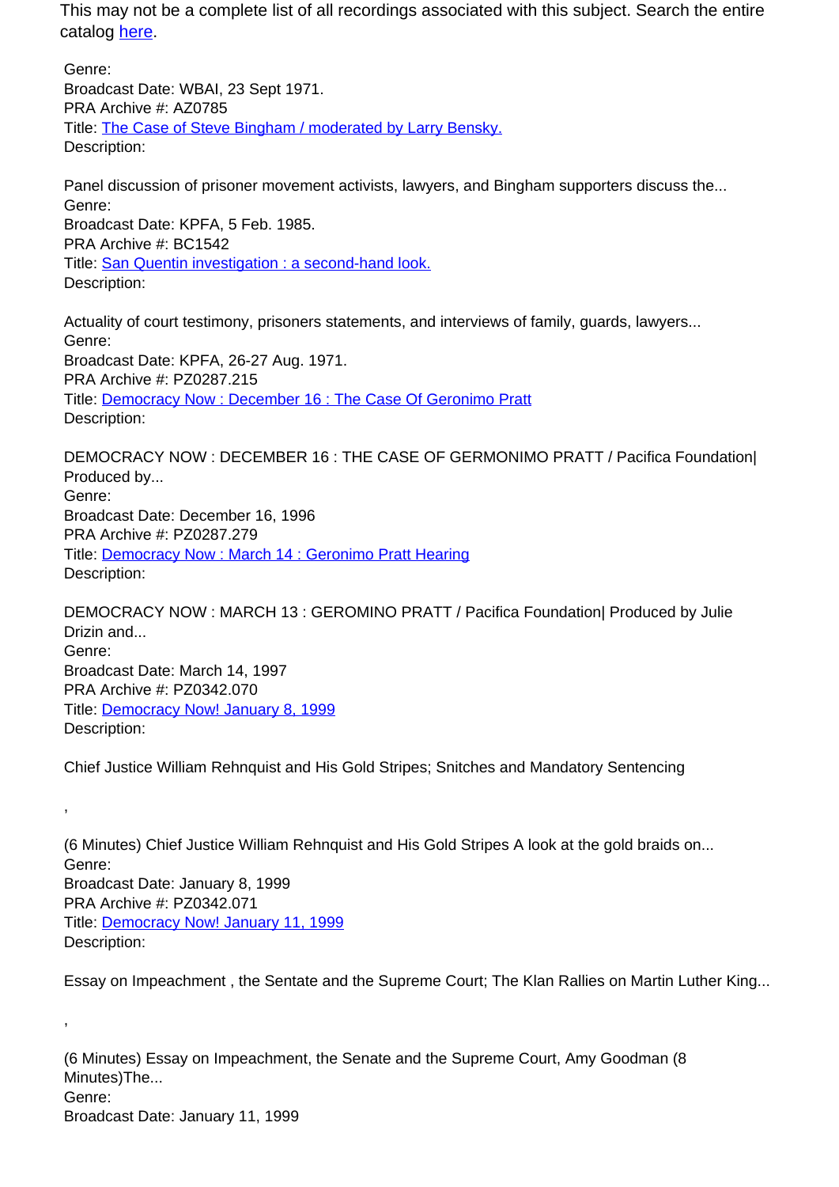This may not be a complete list of all recordings associated with this subject. Search the entire catalog [here](here).

Genre:
Broadcast Date: WBAI, 23 Sept 1971.
PRA Archive #: AZ0785
Title: [The Case of Steve Bingham / moderated by Larry Bensky.]()
Description:

Panel discussion of prisoner movement activists, lawyers, and Bingham supporters discuss the...
Genre:
Broadcast Date: KPFA, 5 Feb. 1985.
PRA Archive #: BC1542
Title: [San Quentin investigation : a second-hand look.]()
Description:

Actuality of court testimony, prisoners statements, and interviews of family, guards, lawyers...
Genre:
Broadcast Date: KPFA, 26-27 Aug. 1971.
PRA Archive #: PZ0287.215
Title: [Democracy Now : December 16 : The Case Of Geronimo Pratt]()
Description:

DEMOCRACY NOW : DECEMBER 16 : THE CASE OF GERMONIMO PRATT / Pacifica Foundation| Produced by...
Genre:
Broadcast Date: December 16, 1996
PRA Archive #: PZ0287.279
Title: [Democracy Now : March 14 : Geronimo Pratt Hearing]()
Description:

DEMOCRACY NOW : MARCH 13 : GEROMINO PRATT / Pacifica Foundation| Produced by Julie Drizin and...
Genre:
Broadcast Date: March 14, 1997
PRA Archive #: PZ0342.070
Title: [Democracy Now! January 8, 1999]()
Description:

Chief Justice William Rehnquist and His Gold Stripes; Snitches and Mandatory Sentencing

,

(6 Minutes) Chief Justice William Rehnquist and His Gold Stripes A look at the gold braids on...
Genre:
Broadcast Date: January 8, 1999
PRA Archive #: PZ0342.071
Title: [Democracy Now! January 11, 1999]()
Description:

Essay on Impeachment , the Sentate and the Supreme Court; The Klan Rallies on Martin Luther King...

,

(6 Minutes) Essay on Impeachment, the Senate and the Supreme Court, Amy Goodman (8 Minutes)The...
Genre:
Broadcast Date: January 11, 1999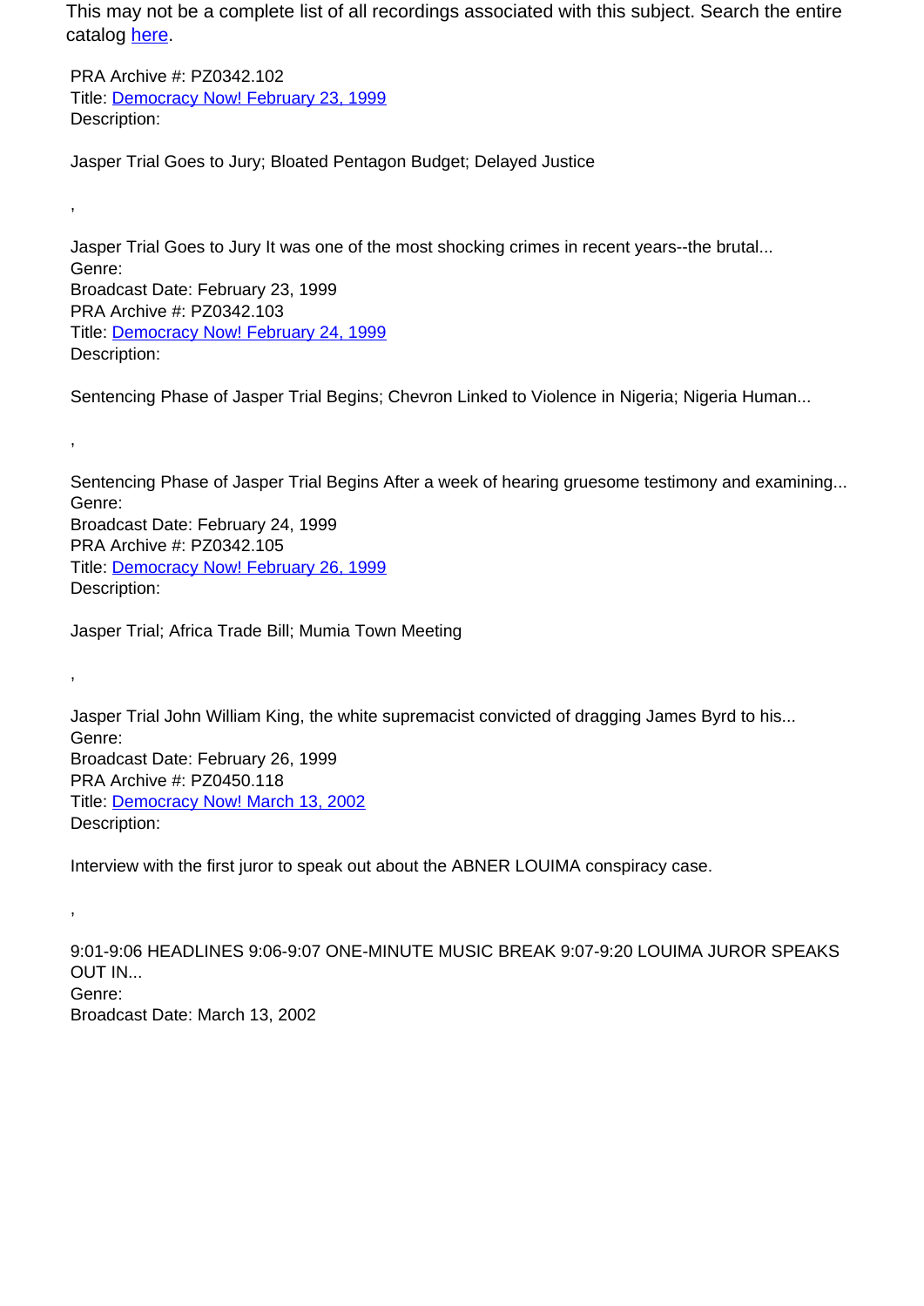This may not be a complete list of all recordings associated with this subject. Search the entire catalog [here](here).

PRA Archive #: PZ0342.102
Title: [Democracy Now! February 23, 1999](Democracy Now! February 23, 1999)
Description:

Jasper Trial Goes to Jury; Bloated Pentagon Budget; Delayed Justice

,

Jasper Trial Goes to Jury It was one of the most shocking crimes in recent years--the brutal...
Genre:
Broadcast Date: February 23, 1999
PRA Archive #: PZ0342.103
Title: [Democracy Now! February 24, 1999](Democracy Now! February 24, 1999)
Description:

Sentencing Phase of Jasper Trial Begins; Chevron Linked to Violence in Nigeria; Nigeria Human...

,

Sentencing Phase of Jasper Trial Begins After a week of hearing gruesome testimony and examining...
Genre:
Broadcast Date: February 24, 1999
PRA Archive #: PZ0342.105
Title: [Democracy Now! February 26, 1999](Democracy Now! February 26, 1999)
Description:

Jasper Trial; Africa Trade Bill; Mumia Town Meeting

,

Jasper Trial John William King, the white supremacist convicted of dragging James Byrd to his...
Genre:
Broadcast Date: February 26, 1999
PRA Archive #: PZ0450.118
Title: [Democracy Now! March 13, 2002](Democracy Now! March 13, 2002)
Description:

Interview with the first juror to speak out about the ABNER LOUIMA conspiracy case.

,

9:01-9:06 HEADLINES 9:06-9:07 ONE-MINUTE MUSIC BREAK 9:07-9:20 LOUIMA JUROR SPEAKS OUT IN...
Genre:
Broadcast Date: March 13, 2002